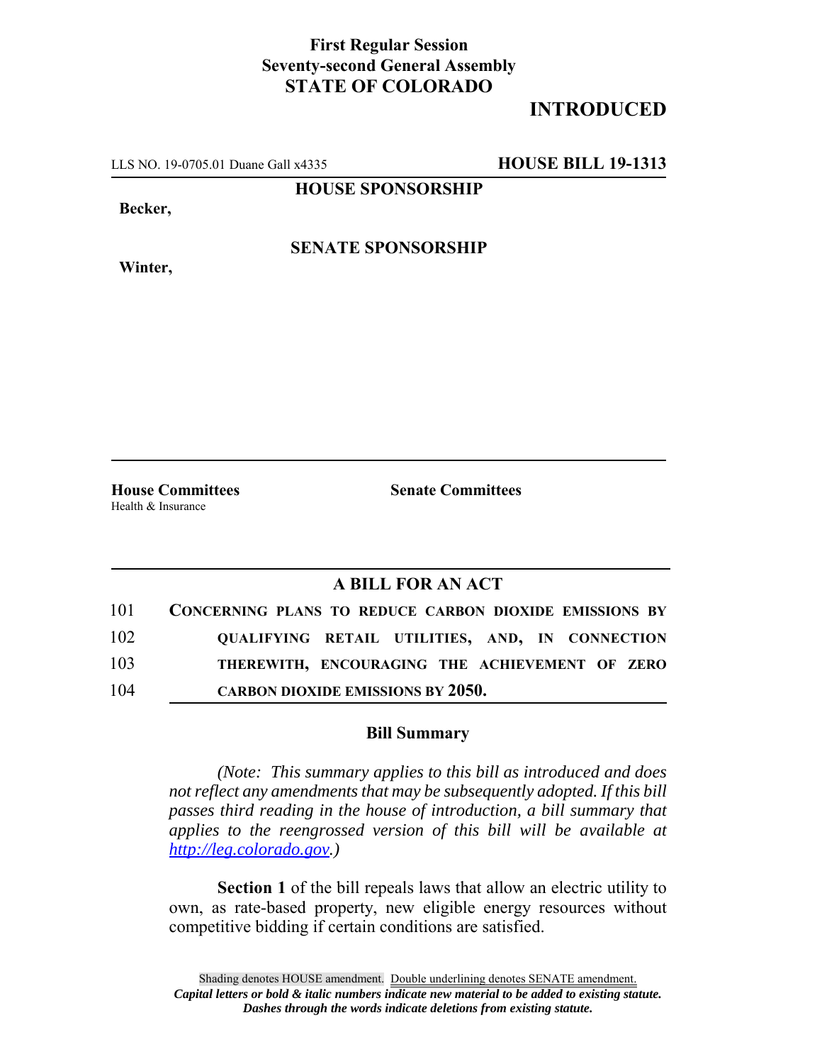**First Regular Session**
**Seventy-second General Assembly**
**STATE OF COLORADO**

**INTRODUCED**

LLS NO. 19-0705.01 Duane Gall x4335 **HOUSE BILL 19-1313**

**HOUSE SPONSORSHIP**

**Becker,**

**SENATE SPONSORSHIP**

**Winter,**

**House Committees**
Health & Insurance

**Senate Committees**

## A BILL FOR AN ACT

101 **CONCERNING PLANS TO REDUCE CARBON DIOXIDE EMISSIONS BY**
102 **QUALIFYING RETAIL UTILITIES, AND, IN CONNECTION**
103 **THEREWITH, ENCOURAGING THE ACHIEVEMENT OF ZERO**
104 **CARBON DIOXIDE EMISSIONS BY 2050.**

### Bill Summary

*(Note: This summary applies to this bill as introduced and does not reflect any amendments that may be subsequently adopted. If this bill passes third reading in the house of introduction, a bill summary that applies to the reengrossed version of this bill will be available at http://leg.colorado.gov.)*

**Section 1** of the bill repeals laws that allow an electric utility to own, as rate-based property, new eligible energy resources without competitive bidding if certain conditions are satisfied.

Shading denotes HOUSE amendment. Double underlining denotes SENATE amendment.
*Capital letters or bold & italic numbers indicate new material to be added to existing statute.*
*Dashes through the words indicate deletions from existing statute.*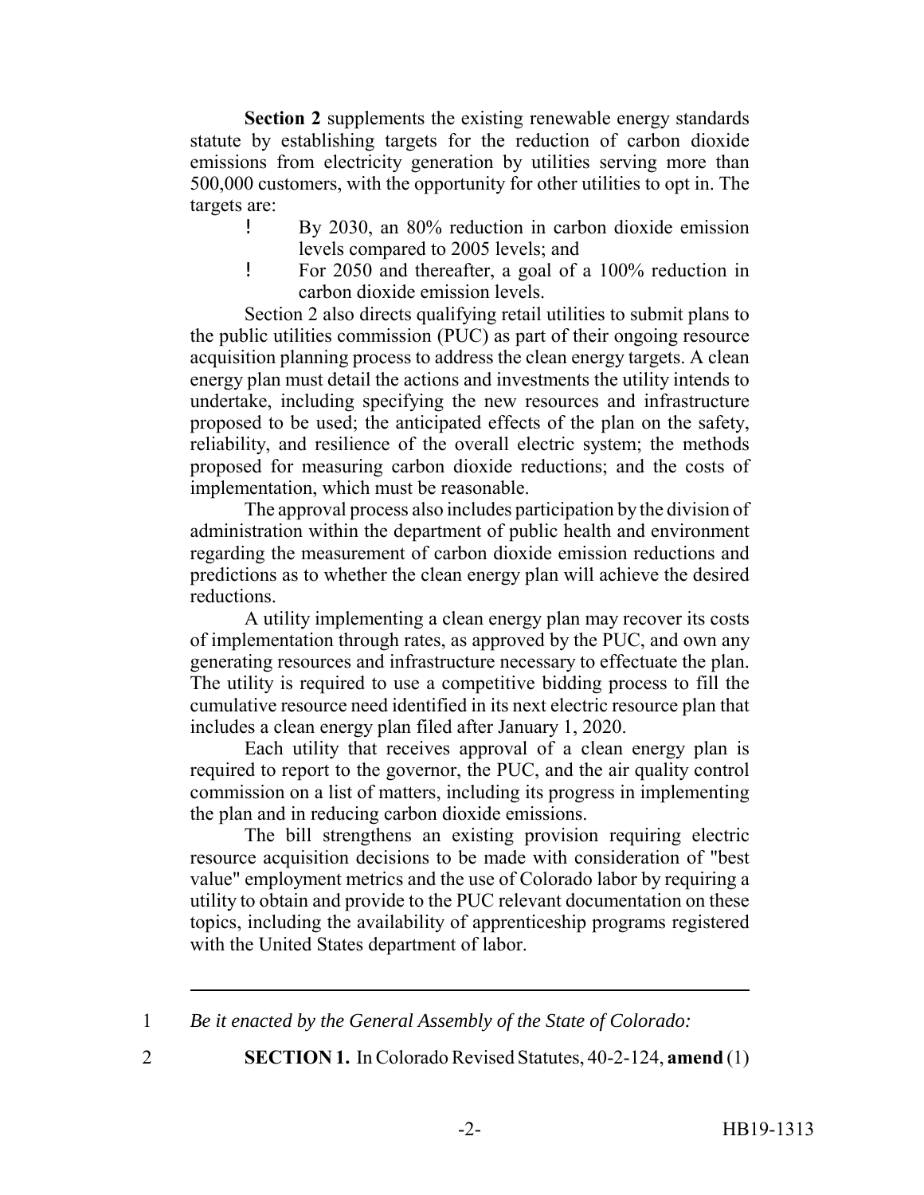**Section 2** supplements the existing renewable energy standards statute by establishing targets for the reduction of carbon dioxide emissions from electricity generation by utilities serving more than 500,000 customers, with the opportunity for other utilities to opt in. The targets are:

- By 2030, an 80% reduction in carbon dioxide emission levels compared to 2005 levels; and
- For 2050 and thereafter, a goal of a 100% reduction in carbon dioxide emission levels.

Section 2 also directs qualifying retail utilities to submit plans to the public utilities commission (PUC) as part of their ongoing resource acquisition planning process to address the clean energy targets. A clean energy plan must detail the actions and investments the utility intends to undertake, including specifying the new resources and infrastructure proposed to be used; the anticipated effects of the plan on the safety, reliability, and resilience of the overall electric system; the methods proposed for measuring carbon dioxide reductions; and the costs of implementation, which must be reasonable.

The approval process also includes participation by the division of administration within the department of public health and environment regarding the measurement of carbon dioxide emission reductions and predictions as to whether the clean energy plan will achieve the desired reductions.

A utility implementing a clean energy plan may recover its costs of implementation through rates, as approved by the PUC, and own any generating resources and infrastructure necessary to effectuate the plan. The utility is required to use a competitive bidding process to fill the cumulative resource need identified in its next electric resource plan that includes a clean energy plan filed after January 1, 2020.

Each utility that receives approval of a clean energy plan is required to report to the governor, the PUC, and the air quality control commission on a list of matters, including its progress in implementing the plan and in reducing carbon dioxide emissions.

The bill strengthens an existing provision requiring electric resource acquisition decisions to be made with consideration of "best value" employment metrics and the use of Colorado labor by requiring a utility to obtain and provide to the PUC relevant documentation on these topics, including the availability of apprenticeship programs registered with the United States department of labor.

---

1 *Be it enacted by the General Assembly of the State of Colorado:*

2 **SECTION 1.** In Colorado Revised Statutes, 40-2-124, **amend** (1)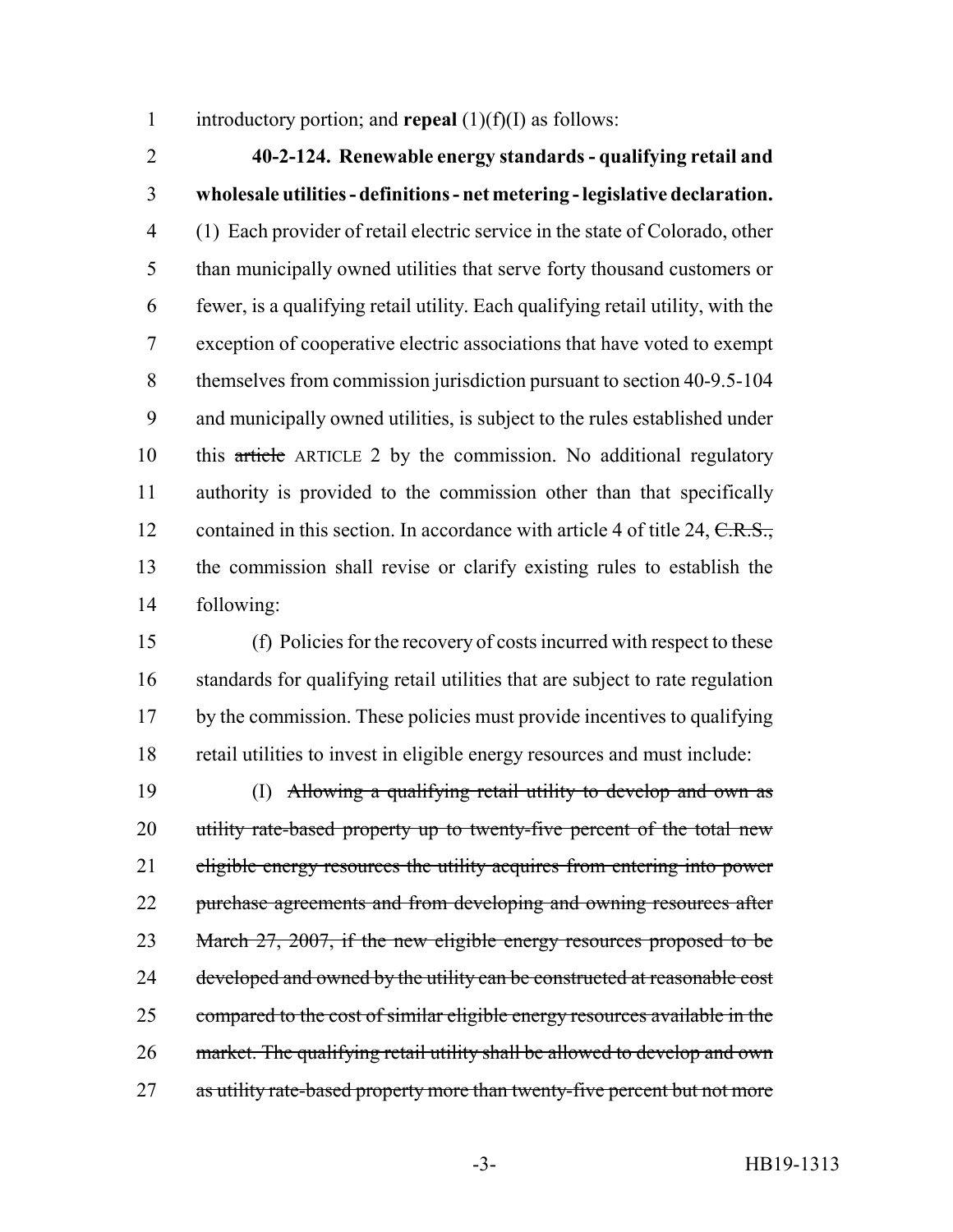introductory portion; and **repeal** (1)(f)(I) as follows:

**40-2-124. Renewable energy standards - qualifying retail and wholesale utilities - definitions - net metering - legislative declaration.** (1) Each provider of retail electric service in the state of Colorado, other than municipally owned utilities that serve forty thousand customers or fewer, is a qualifying retail utility. Each qualifying retail utility, with the exception of cooperative electric associations that have voted to exempt themselves from commission jurisdiction pursuant to section 40-9.5-104 and municipally owned utilities, is subject to the rules established under this ~~article~~ ARTICLE 2 by the commission. No additional regulatory authority is provided to the commission other than that specifically contained in this section. In accordance with article 4 of title 24, ~~C.R.S.,~~ the commission shall revise or clarify existing rules to establish the following:

(f) Policies for the recovery of costs incurred with respect to these standards for qualifying retail utilities that are subject to rate regulation by the commission. These policies must provide incentives to qualifying retail utilities to invest in eligible energy resources and must include:

(I) ~~Allowing a qualifying retail utility to develop and own as utility rate-based property up to twenty-five percent of the total new eligible energy resources the utility acquires from entering into power purchase agreements and from developing and owning resources after March 27, 2007, if the new eligible energy resources proposed to be developed and owned by the utility can be constructed at reasonable cost compared to the cost of similar eligible energy resources available in the market. The qualifying retail utility shall be allowed to develop and own as utility rate-based property more than twenty-five percent but not more~~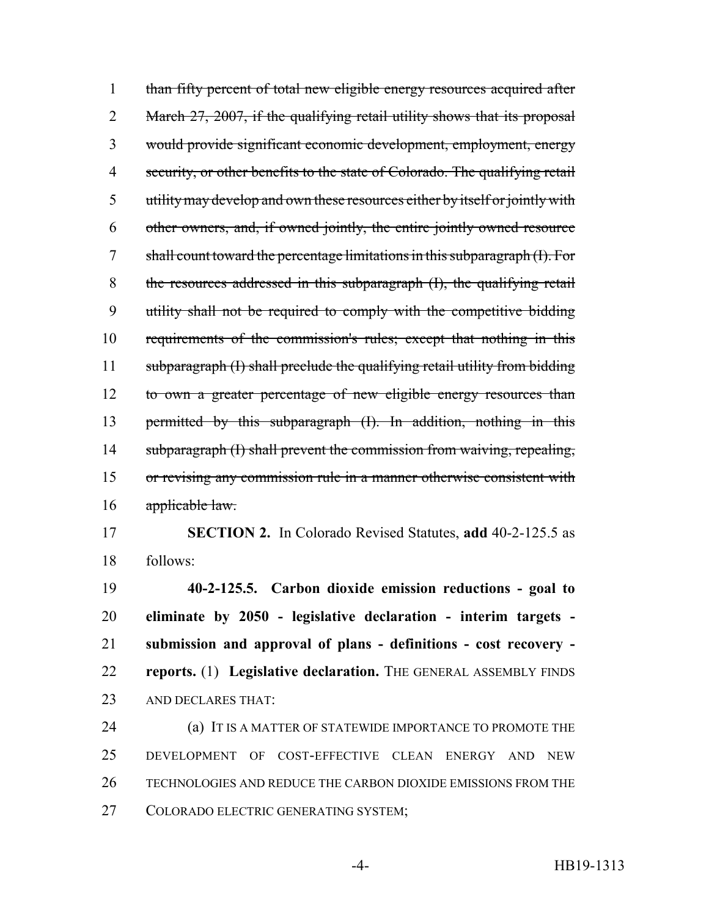~~than fifty percent of total new eligible energy resources acquired after March 27, 2007, if the qualifying retail utility shows that its proposal would provide significant economic development, employment, energy security, or other benefits to the state of Colorado. The qualifying retail utility may develop and own these resources either by itself or jointly with other owners, and, if owned jointly, the entire jointly owned resource shall count toward the percentage limitations in this subparagraph (I). For the resources addressed in this subparagraph (I), the qualifying retail utility shall not be required to comply with the competitive bidding requirements of the commission's rules; except that nothing in this subparagraph (I) shall preclude the qualifying retail utility from bidding to own a greater percentage of new eligible energy resources than permitted by this subparagraph (I). In addition, nothing in this subparagraph (I) shall prevent the commission from waiving, repealing, or revising any commission rule in a manner otherwise consistent with applicable law.~~

**SECTION 2.** In Colorado Revised Statutes, **add** 40-2-125.5 as follows:

**40-2-125.5. Carbon dioxide emission reductions - goal to eliminate by 2050 - legislative declaration - interim targets - submission and approval of plans - definitions - cost recovery - reports.** (1) **Legislative declaration.** THE GENERAL ASSEMBLY FINDS AND DECLARES THAT:

(a) IT IS A MATTER OF STATEWIDE IMPORTANCE TO PROMOTE THE DEVELOPMENT OF COST-EFFECTIVE CLEAN ENERGY AND NEW TECHNOLOGIES AND REDUCE THE CARBON DIOXIDE EMISSIONS FROM THE COLORADO ELECTRIC GENERATING SYSTEM;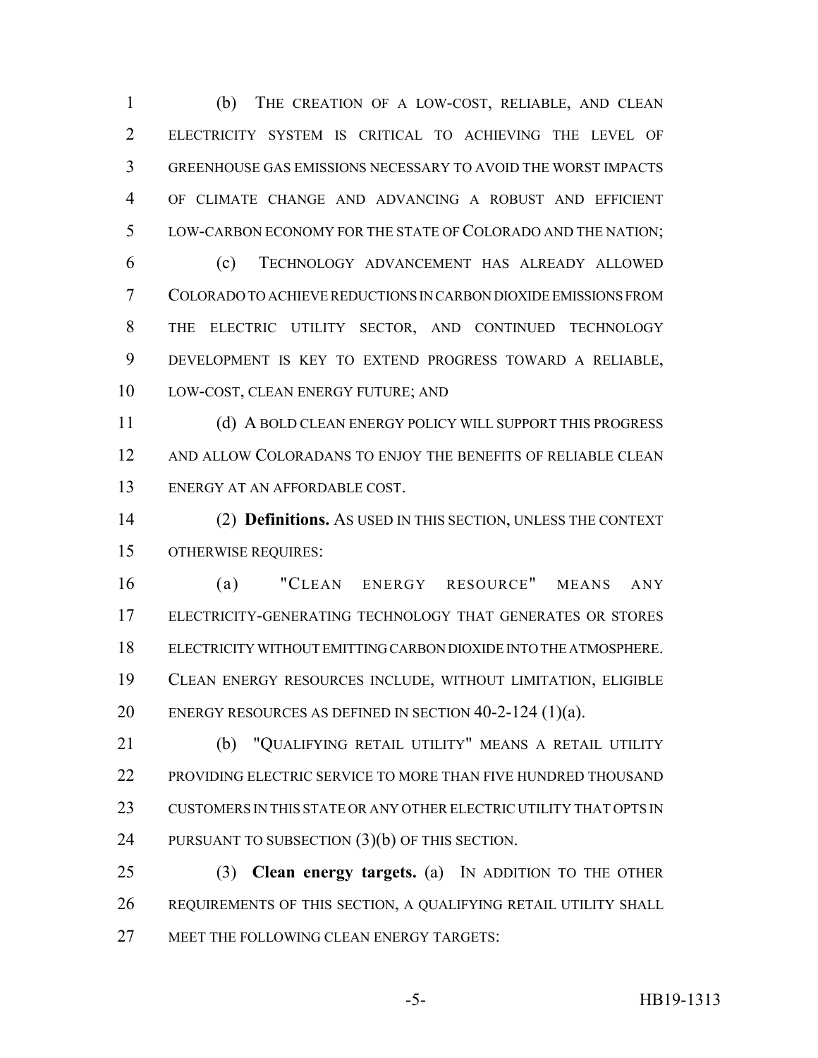(b) THE CREATION OF A LOW-COST, RELIABLE, AND CLEAN ELECTRICITY SYSTEM IS CRITICAL TO ACHIEVING THE LEVEL OF GREENHOUSE GAS EMISSIONS NECESSARY TO AVOID THE WORST IMPACTS OF CLIMATE CHANGE AND ADVANCING A ROBUST AND EFFICIENT LOW-CARBON ECONOMY FOR THE STATE OF COLORADO AND THE NATION;

(c) TECHNOLOGY ADVANCEMENT HAS ALREADY ALLOWED COLORADO TO ACHIEVE REDUCTIONS IN CARBON DIOXIDE EMISSIONS FROM THE ELECTRIC UTILITY SECTOR, AND CONTINUED TECHNOLOGY DEVELOPMENT IS KEY TO EXTEND PROGRESS TOWARD A RELIABLE, LOW-COST, CLEAN ENERGY FUTURE; AND

(d) A BOLD CLEAN ENERGY POLICY WILL SUPPORT THIS PROGRESS AND ALLOW COLORADANS TO ENJOY THE BENEFITS OF RELIABLE CLEAN ENERGY AT AN AFFORDABLE COST.

(2) **Definitions.** AS USED IN THIS SECTION, UNLESS THE CONTEXT OTHERWISE REQUIRES:

(a) "CLEAN ENERGY RESOURCE" MEANS ANY ELECTRICITY-GENERATING TECHNOLOGY THAT GENERATES OR STORES ELECTRICITY WITHOUT EMITTING CARBON DIOXIDE INTO THE ATMOSPHERE. CLEAN ENERGY RESOURCES INCLUDE, WITHOUT LIMITATION, ELIGIBLE ENERGY RESOURCES AS DEFINED IN SECTION 40-2-124 (1)(a).

(b) "QUALIFYING RETAIL UTILITY" MEANS A RETAIL UTILITY PROVIDING ELECTRIC SERVICE TO MORE THAN FIVE HUNDRED THOUSAND CUSTOMERS IN THIS STATE OR ANY OTHER ELECTRIC UTILITY THAT OPTS IN PURSUANT TO SUBSECTION (3)(b) OF THIS SECTION.

(3) **Clean energy targets.** (a) IN ADDITION TO THE OTHER REQUIREMENTS OF THIS SECTION, A QUALIFYING RETAIL UTILITY SHALL MEET THE FOLLOWING CLEAN ENERGY TARGETS: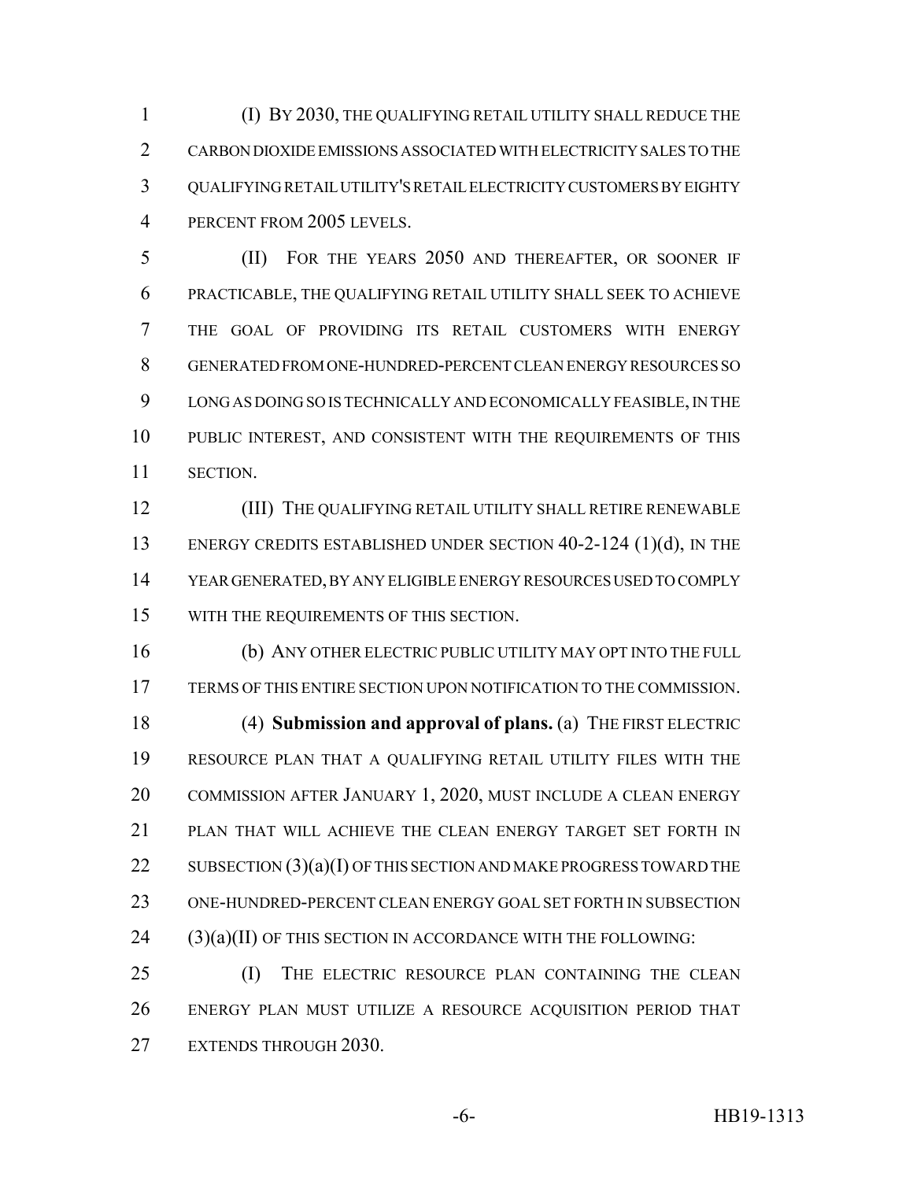(I) BY 2030, THE QUALIFYING RETAIL UTILITY SHALL REDUCE THE CARBON DIOXIDE EMISSIONS ASSOCIATED WITH ELECTRICITY SALES TO THE QUALIFYING RETAIL UTILITY'S RETAIL ELECTRICITY CUSTOMERS BY EIGHTY PERCENT FROM 2005 LEVELS.

(II) FOR THE YEARS 2050 AND THEREAFTER, OR SOONER IF PRACTICABLE, THE QUALIFYING RETAIL UTILITY SHALL SEEK TO ACHIEVE THE GOAL OF PROVIDING ITS RETAIL CUSTOMERS WITH ENERGY GENERATED FROM ONE-HUNDRED-PERCENT CLEAN ENERGY RESOURCES SO LONG AS DOING SO IS TECHNICALLY AND ECONOMICALLY FEASIBLE, IN THE PUBLIC INTEREST, AND CONSISTENT WITH THE REQUIREMENTS OF THIS SECTION.

(III) THE QUALIFYING RETAIL UTILITY SHALL RETIRE RENEWABLE ENERGY CREDITS ESTABLISHED UNDER SECTION 40-2-124 (1)(d), IN THE YEAR GENERATED, BY ANY ELIGIBLE ENERGY RESOURCES USED TO COMPLY WITH THE REQUIREMENTS OF THIS SECTION.

(b) ANY OTHER ELECTRIC PUBLIC UTILITY MAY OPT INTO THE FULL TERMS OF THIS ENTIRE SECTION UPON NOTIFICATION TO THE COMMISSION.

(4) **Submission and approval of plans.** (a) THE FIRST ELECTRIC RESOURCE PLAN THAT A QUALIFYING RETAIL UTILITY FILES WITH THE COMMISSION AFTER JANUARY 1, 2020, MUST INCLUDE A CLEAN ENERGY PLAN THAT WILL ACHIEVE THE CLEAN ENERGY TARGET SET FORTH IN SUBSECTION (3)(a)(I) OF THIS SECTION AND MAKE PROGRESS TOWARD THE ONE-HUNDRED-PERCENT CLEAN ENERGY GOAL SET FORTH IN SUBSECTION (3)(a)(II) OF THIS SECTION IN ACCORDANCE WITH THE FOLLOWING:

(I) THE ELECTRIC RESOURCE PLAN CONTAINING THE CLEAN ENERGY PLAN MUST UTILIZE A RESOURCE ACQUISITION PERIOD THAT EXTENDS THROUGH 2030.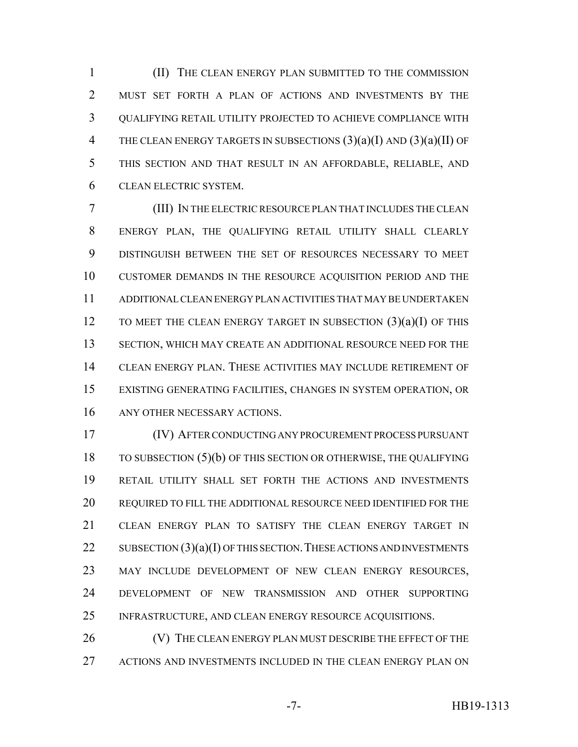(II) THE CLEAN ENERGY PLAN SUBMITTED TO THE COMMISSION MUST SET FORTH A PLAN OF ACTIONS AND INVESTMENTS BY THE QUALIFYING RETAIL UTILITY PROJECTED TO ACHIEVE COMPLIANCE WITH THE CLEAN ENERGY TARGETS IN SUBSECTIONS (3)(a)(I) AND (3)(a)(II) OF THIS SECTION AND THAT RESULT IN AN AFFORDABLE, RELIABLE, AND CLEAN ELECTRIC SYSTEM.

(III) IN THE ELECTRIC RESOURCE PLAN THAT INCLUDES THE CLEAN ENERGY PLAN, THE QUALIFYING RETAIL UTILITY SHALL CLEARLY DISTINGUISH BETWEEN THE SET OF RESOURCES NECESSARY TO MEET CUSTOMER DEMANDS IN THE RESOURCE ACQUISITION PERIOD AND THE ADDITIONAL CLEAN ENERGY PLAN ACTIVITIES THAT MAY BE UNDERTAKEN TO MEET THE CLEAN ENERGY TARGET IN SUBSECTION (3)(a)(I) OF THIS SECTION, WHICH MAY CREATE AN ADDITIONAL RESOURCE NEED FOR THE CLEAN ENERGY PLAN. THESE ACTIVITIES MAY INCLUDE RETIREMENT OF EXISTING GENERATING FACILITIES, CHANGES IN SYSTEM OPERATION, OR ANY OTHER NECESSARY ACTIONS.

(IV) AFTER CONDUCTING ANY PROCUREMENT PROCESS PURSUANT TO SUBSECTION (5)(b) OF THIS SECTION OR OTHERWISE, THE QUALIFYING RETAIL UTILITY SHALL SET FORTH THE ACTIONS AND INVESTMENTS REQUIRED TO FILL THE ADDITIONAL RESOURCE NEED IDENTIFIED FOR THE CLEAN ENERGY PLAN TO SATISFY THE CLEAN ENERGY TARGET IN SUBSECTION (3)(a)(I) OF THIS SECTION. THESE ACTIONS AND INVESTMENTS MAY INCLUDE DEVELOPMENT OF NEW CLEAN ENERGY RESOURCES, DEVELOPMENT OF NEW TRANSMISSION AND OTHER SUPPORTING INFRASTRUCTURE, AND CLEAN ENERGY RESOURCE ACQUISITIONS.

(V) THE CLEAN ENERGY PLAN MUST DESCRIBE THE EFFECT OF THE ACTIONS AND INVESTMENTS INCLUDED IN THE CLEAN ENERGY PLAN ON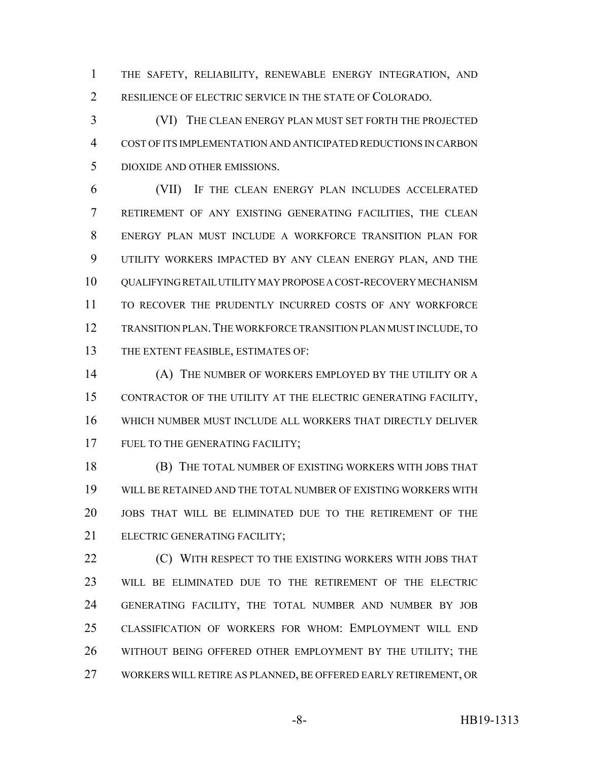THE SAFETY, RELIABILITY, RENEWABLE ENERGY INTEGRATION, AND RESILIENCE OF ELECTRIC SERVICE IN THE STATE OF COLORADO.

(VI) THE CLEAN ENERGY PLAN MUST SET FORTH THE PROJECTED COST OF ITS IMPLEMENTATION AND ANTICIPATED REDUCTIONS IN CARBON DIOXIDE AND OTHER EMISSIONS.

(VII) IF THE CLEAN ENERGY PLAN INCLUDES ACCELERATED RETIREMENT OF ANY EXISTING GENERATING FACILITIES, THE CLEAN ENERGY PLAN MUST INCLUDE A WORKFORCE TRANSITION PLAN FOR UTILITY WORKERS IMPACTED BY ANY CLEAN ENERGY PLAN, AND THE QUALIFYING RETAIL UTILITY MAY PROPOSE A COST-RECOVERY MECHANISM TO RECOVER THE PRUDENTLY INCURRED COSTS OF ANY WORKFORCE TRANSITION PLAN. THE WORKFORCE TRANSITION PLAN MUST INCLUDE, TO THE EXTENT FEASIBLE, ESTIMATES OF:

(A) THE NUMBER OF WORKERS EMPLOYED BY THE UTILITY OR A CONTRACTOR OF THE UTILITY AT THE ELECTRIC GENERATING FACILITY, WHICH NUMBER MUST INCLUDE ALL WORKERS THAT DIRECTLY DELIVER FUEL TO THE GENERATING FACILITY;

(B) THE TOTAL NUMBER OF EXISTING WORKERS WITH JOBS THAT WILL BE RETAINED AND THE TOTAL NUMBER OF EXISTING WORKERS WITH JOBS THAT WILL BE ELIMINATED DUE TO THE RETIREMENT OF THE ELECTRIC GENERATING FACILITY;

(C) WITH RESPECT TO THE EXISTING WORKERS WITH JOBS THAT WILL BE ELIMINATED DUE TO THE RETIREMENT OF THE ELECTRIC GENERATING FACILITY, THE TOTAL NUMBER AND NUMBER BY JOB CLASSIFICATION OF WORKERS FOR WHOM: EMPLOYMENT WILL END WITHOUT BEING OFFERED OTHER EMPLOYMENT BY THE UTILITY; THE WORKERS WILL RETIRE AS PLANNED, BE OFFERED EARLY RETIREMENT, OR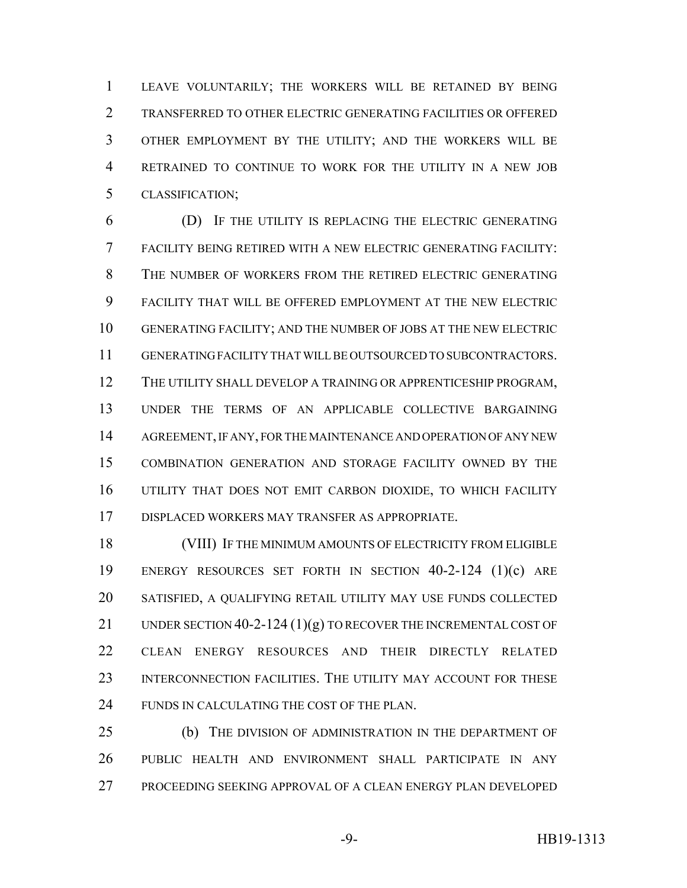LEAVE VOLUNTARILY; THE WORKERS WILL BE RETAINED BY BEING TRANSFERRED TO OTHER ELECTRIC GENERATING FACILITIES OR OFFERED OTHER EMPLOYMENT BY THE UTILITY; AND THE WORKERS WILL BE RETRAINED TO CONTINUE TO WORK FOR THE UTILITY IN A NEW JOB CLASSIFICATION;

(D) IF THE UTILITY IS REPLACING THE ELECTRIC GENERATING FACILITY BEING RETIRED WITH A NEW ELECTRIC GENERATING FACILITY: THE NUMBER OF WORKERS FROM THE RETIRED ELECTRIC GENERATING FACILITY THAT WILL BE OFFERED EMPLOYMENT AT THE NEW ELECTRIC GENERATING FACILITY; AND THE NUMBER OF JOBS AT THE NEW ELECTRIC GENERATING FACILITY THAT WILL BE OUTSOURCED TO SUBCONTRACTORS. THE UTILITY SHALL DEVELOP A TRAINING OR APPRENTICESHIP PROGRAM, UNDER THE TERMS OF AN APPLICABLE COLLECTIVE BARGAINING AGREEMENT, IF ANY, FOR THE MAINTENANCE AND OPERATION OF ANY NEW COMBINATION GENERATION AND STORAGE FACILITY OWNED BY THE UTILITY THAT DOES NOT EMIT CARBON DIOXIDE, TO WHICH FACILITY DISPLACED WORKERS MAY TRANSFER AS APPROPRIATE.

(VIII) IF THE MINIMUM AMOUNTS OF ELECTRICITY FROM ELIGIBLE ENERGY RESOURCES SET FORTH IN SECTION 40-2-124 (1)(c) ARE SATISFIED, A QUALIFYING RETAIL UTILITY MAY USE FUNDS COLLECTED UNDER SECTION 40-2-124 (1)(g) TO RECOVER THE INCREMENTAL COST OF CLEAN ENERGY RESOURCES AND THEIR DIRECTLY RELATED INTERCONNECTION FACILITIES. THE UTILITY MAY ACCOUNT FOR THESE FUNDS IN CALCULATING THE COST OF THE PLAN.

(b) THE DIVISION OF ADMINISTRATION IN THE DEPARTMENT OF PUBLIC HEALTH AND ENVIRONMENT SHALL PARTICIPATE IN ANY PROCEEDING SEEKING APPROVAL OF A CLEAN ENERGY PLAN DEVELOPED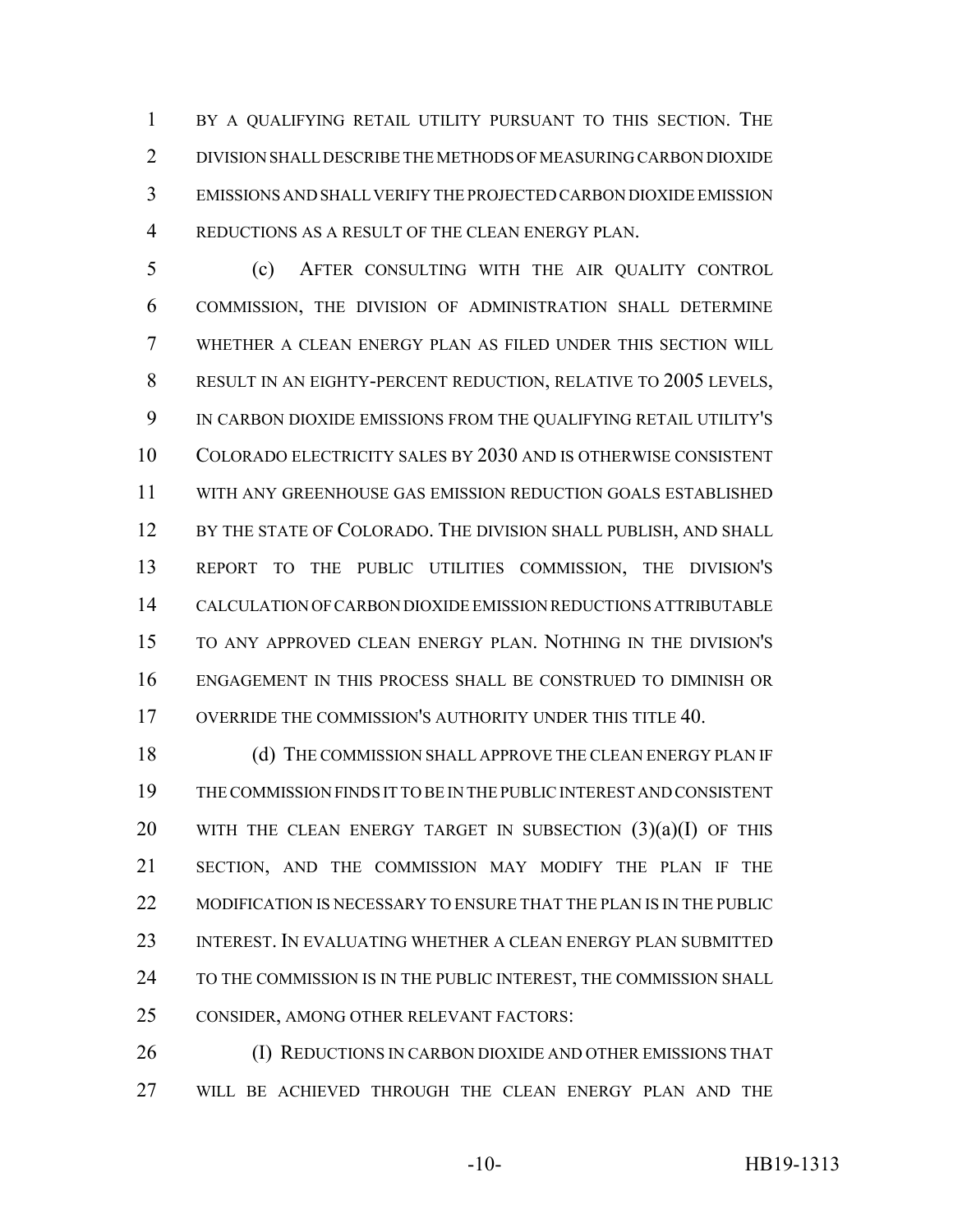BY A QUALIFYING RETAIL UTILITY PURSUANT TO THIS SECTION. THE DIVISION SHALL DESCRIBE THE METHODS OF MEASURING CARBON DIOXIDE EMISSIONS AND SHALL VERIFY THE PROJECTED CARBON DIOXIDE EMISSION REDUCTIONS AS A RESULT OF THE CLEAN ENERGY PLAN.

(c) AFTER CONSULTING WITH THE AIR QUALITY CONTROL COMMISSION, THE DIVISION OF ADMINISTRATION SHALL DETERMINE WHETHER A CLEAN ENERGY PLAN AS FILED UNDER THIS SECTION WILL RESULT IN AN EIGHTY-PERCENT REDUCTION, RELATIVE TO 2005 LEVELS, IN CARBON DIOXIDE EMISSIONS FROM THE QUALIFYING RETAIL UTILITY'S COLORADO ELECTRICITY SALES BY 2030 AND IS OTHERWISE CONSISTENT WITH ANY GREENHOUSE GAS EMISSION REDUCTION GOALS ESTABLISHED BY THE STATE OF COLORADO. THE DIVISION SHALL PUBLISH, AND SHALL REPORT TO THE PUBLIC UTILITIES COMMISSION, THE DIVISION'S CALCULATION OF CARBON DIOXIDE EMISSION REDUCTIONS ATTRIBUTABLE TO ANY APPROVED CLEAN ENERGY PLAN. NOTHING IN THE DIVISION'S ENGAGEMENT IN THIS PROCESS SHALL BE CONSTRUED TO DIMINISH OR OVERRIDE THE COMMISSION'S AUTHORITY UNDER THIS TITLE 40.

(d) THE COMMISSION SHALL APPROVE THE CLEAN ENERGY PLAN IF THE COMMISSION FINDS IT TO BE IN THE PUBLIC INTEREST AND CONSISTENT WITH THE CLEAN ENERGY TARGET IN SUBSECTION (3)(a)(I) OF THIS SECTION, AND THE COMMISSION MAY MODIFY THE PLAN IF THE MODIFICATION IS NECESSARY TO ENSURE THAT THE PLAN IS IN THE PUBLIC INTEREST. IN EVALUATING WHETHER A CLEAN ENERGY PLAN SUBMITTED TO THE COMMISSION IS IN THE PUBLIC INTEREST, THE COMMISSION SHALL CONSIDER, AMONG OTHER RELEVANT FACTORS:

(I) REDUCTIONS IN CARBON DIOXIDE AND OTHER EMISSIONS THAT WILL BE ACHIEVED THROUGH THE CLEAN ENERGY PLAN AND THE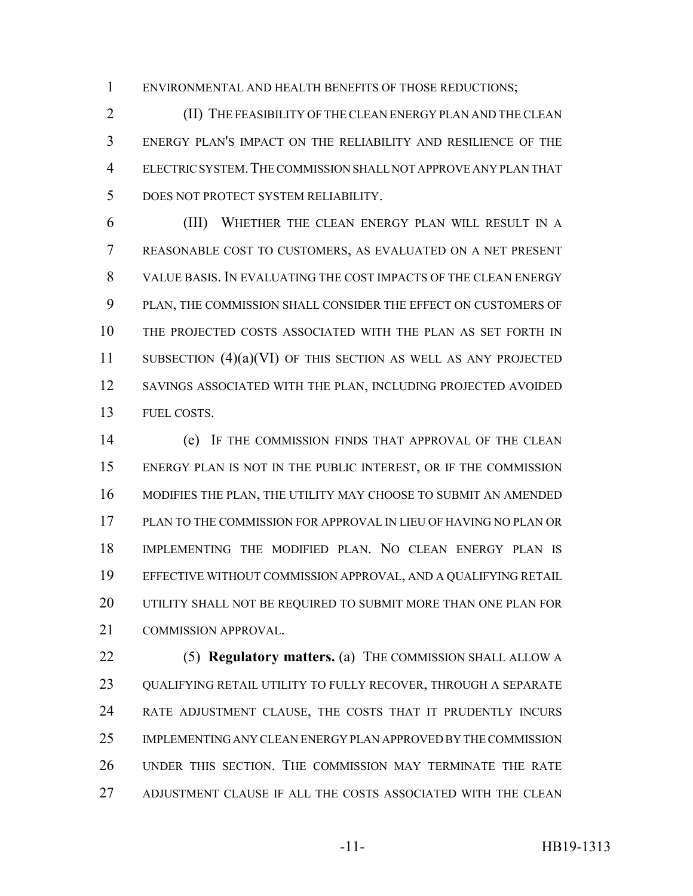ENVIRONMENTAL AND HEALTH BENEFITS OF THOSE REDUCTIONS;

(II) THE FEASIBILITY OF THE CLEAN ENERGY PLAN AND THE CLEAN ENERGY PLAN'S IMPACT ON THE RELIABILITY AND RESILIENCE OF THE ELECTRIC SYSTEM. THE COMMISSION SHALL NOT APPROVE ANY PLAN THAT DOES NOT PROTECT SYSTEM RELIABILITY.

(III) WHETHER THE CLEAN ENERGY PLAN WILL RESULT IN A REASONABLE COST TO CUSTOMERS, AS EVALUATED ON A NET PRESENT VALUE BASIS. IN EVALUATING THE COST IMPACTS OF THE CLEAN ENERGY PLAN, THE COMMISSION SHALL CONSIDER THE EFFECT ON CUSTOMERS OF THE PROJECTED COSTS ASSOCIATED WITH THE PLAN AS SET FORTH IN SUBSECTION (4)(a)(VI) OF THIS SECTION AS WELL AS ANY PROJECTED SAVINGS ASSOCIATED WITH THE PLAN, INCLUDING PROJECTED AVOIDED FUEL COSTS.

(e) IF THE COMMISSION FINDS THAT APPROVAL OF THE CLEAN ENERGY PLAN IS NOT IN THE PUBLIC INTEREST, OR IF THE COMMISSION MODIFIES THE PLAN, THE UTILITY MAY CHOOSE TO SUBMIT AN AMENDED PLAN TO THE COMMISSION FOR APPROVAL IN LIEU OF HAVING NO PLAN OR IMPLEMENTING THE MODIFIED PLAN. NO CLEAN ENERGY PLAN IS EFFECTIVE WITHOUT COMMISSION APPROVAL, AND A QUALIFYING RETAIL UTILITY SHALL NOT BE REQUIRED TO SUBMIT MORE THAN ONE PLAN FOR COMMISSION APPROVAL.

(5) **Regulatory matters.** (a) THE COMMISSION SHALL ALLOW A QUALIFYING RETAIL UTILITY TO FULLY RECOVER, THROUGH A SEPARATE RATE ADJUSTMENT CLAUSE, THE COSTS THAT IT PRUDENTLY INCURS IMPLEMENTING ANY CLEAN ENERGY PLAN APPROVED BY THE COMMISSION UNDER THIS SECTION. THE COMMISSION MAY TERMINATE THE RATE ADJUSTMENT CLAUSE IF ALL THE COSTS ASSOCIATED WITH THE CLEAN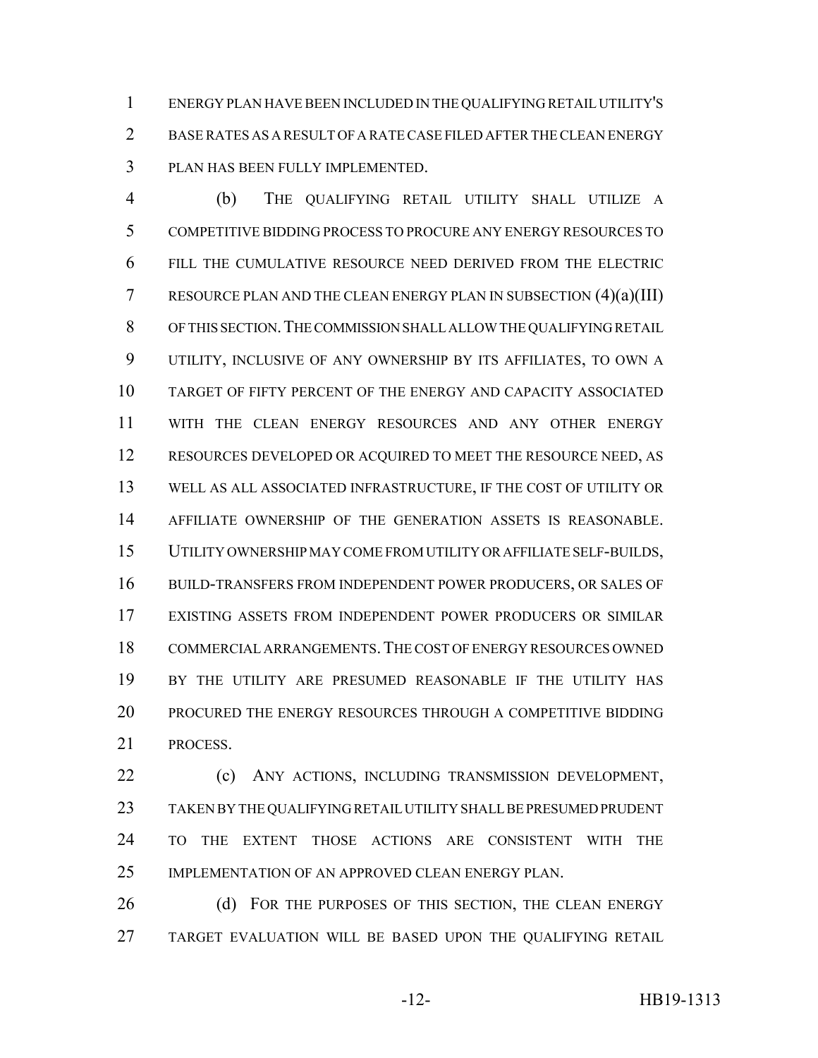ENERGY PLAN HAVE BEEN INCLUDED IN THE QUALIFYING RETAIL UTILITY'S BASE RATES AS A RESULT OF A RATE CASE FILED AFTER THE CLEAN ENERGY PLAN HAS BEEN FULLY IMPLEMENTED.

(b) THE QUALIFYING RETAIL UTILITY SHALL UTILIZE A COMPETITIVE BIDDING PROCESS TO PROCURE ANY ENERGY RESOURCES TO FILL THE CUMULATIVE RESOURCE NEED DERIVED FROM THE ELECTRIC RESOURCE PLAN AND THE CLEAN ENERGY PLAN IN SUBSECTION (4)(a)(III) OF THIS SECTION. THE COMMISSION SHALL ALLOW THE QUALIFYING RETAIL UTILITY, INCLUSIVE OF ANY OWNERSHIP BY ITS AFFILIATES, TO OWN A TARGET OF FIFTY PERCENT OF THE ENERGY AND CAPACITY ASSOCIATED WITH THE CLEAN ENERGY RESOURCES AND ANY OTHER ENERGY RESOURCES DEVELOPED OR ACQUIRED TO MEET THE RESOURCE NEED, AS WELL AS ALL ASSOCIATED INFRASTRUCTURE, IF THE COST OF UTILITY OR AFFILIATE OWNERSHIP OF THE GENERATION ASSETS IS REASONABLE. UTILITY OWNERSHIP MAY COME FROM UTILITY OR AFFILIATE SELF-BUILDS, BUILD-TRANSFERS FROM INDEPENDENT POWER PRODUCERS, OR SALES OF EXISTING ASSETS FROM INDEPENDENT POWER PRODUCERS OR SIMILAR COMMERCIAL ARRANGEMENTS. THE COST OF ENERGY RESOURCES OWNED BY THE UTILITY ARE PRESUMED REASONABLE IF THE UTILITY HAS PROCURED THE ENERGY RESOURCES THROUGH A COMPETITIVE BIDDING PROCESS.

(c) ANY ACTIONS, INCLUDING TRANSMISSION DEVELOPMENT, TAKEN BY THE QUALIFYING RETAIL UTILITY SHALL BE PRESUMED PRUDENT TO THE EXTENT THOSE ACTIONS ARE CONSISTENT WITH THE IMPLEMENTATION OF AN APPROVED CLEAN ENERGY PLAN.

(d) FOR THE PURPOSES OF THIS SECTION, THE CLEAN ENERGY TARGET EVALUATION WILL BE BASED UPON THE QUALIFYING RETAIL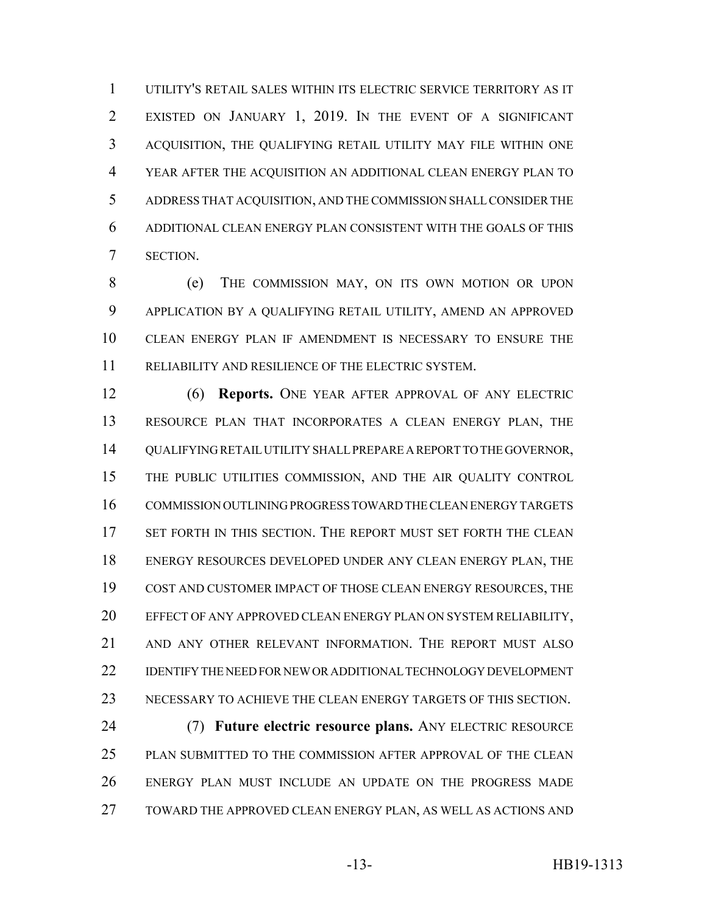UTILITY'S RETAIL SALES WITHIN ITS ELECTRIC SERVICE TERRITORY AS IT EXISTED ON JANUARY 1, 2019. IN THE EVENT OF A SIGNIFICANT ACQUISITION, THE QUALIFYING RETAIL UTILITY MAY FILE WITHIN ONE YEAR AFTER THE ACQUISITION AN ADDITIONAL CLEAN ENERGY PLAN TO ADDRESS THAT ACQUISITION, AND THE COMMISSION SHALL CONSIDER THE ADDITIONAL CLEAN ENERGY PLAN CONSISTENT WITH THE GOALS OF THIS SECTION.

(e) THE COMMISSION MAY, ON ITS OWN MOTION OR UPON APPLICATION BY A QUALIFYING RETAIL UTILITY, AMEND AN APPROVED CLEAN ENERGY PLAN IF AMENDMENT IS NECESSARY TO ENSURE THE RELIABILITY AND RESILIENCE OF THE ELECTRIC SYSTEM.

(6) **Reports.** ONE YEAR AFTER APPROVAL OF ANY ELECTRIC RESOURCE PLAN THAT INCORPORATES A CLEAN ENERGY PLAN, THE QUALIFYING RETAIL UTILITY SHALL PREPARE A REPORT TO THE GOVERNOR, THE PUBLIC UTILITIES COMMISSION, AND THE AIR QUALITY CONTROL COMMISSION OUTLINING PROGRESS TOWARD THE CLEAN ENERGY TARGETS SET FORTH IN THIS SECTION. THE REPORT MUST SET FORTH THE CLEAN ENERGY RESOURCES DEVELOPED UNDER ANY CLEAN ENERGY PLAN, THE COST AND CUSTOMER IMPACT OF THOSE CLEAN ENERGY RESOURCES, THE EFFECT OF ANY APPROVED CLEAN ENERGY PLAN ON SYSTEM RELIABILITY, AND ANY OTHER RELEVANT INFORMATION. THE REPORT MUST ALSO IDENTIFY THE NEED FOR NEW OR ADDITIONAL TECHNOLOGY DEVELOPMENT NECESSARY TO ACHIEVE THE CLEAN ENERGY TARGETS OF THIS SECTION.

(7) **Future electric resource plans.** ANY ELECTRIC RESOURCE PLAN SUBMITTED TO THE COMMISSION AFTER APPROVAL OF THE CLEAN ENERGY PLAN MUST INCLUDE AN UPDATE ON THE PROGRESS MADE TOWARD THE APPROVED CLEAN ENERGY PLAN, AS WELL AS ACTIONS AND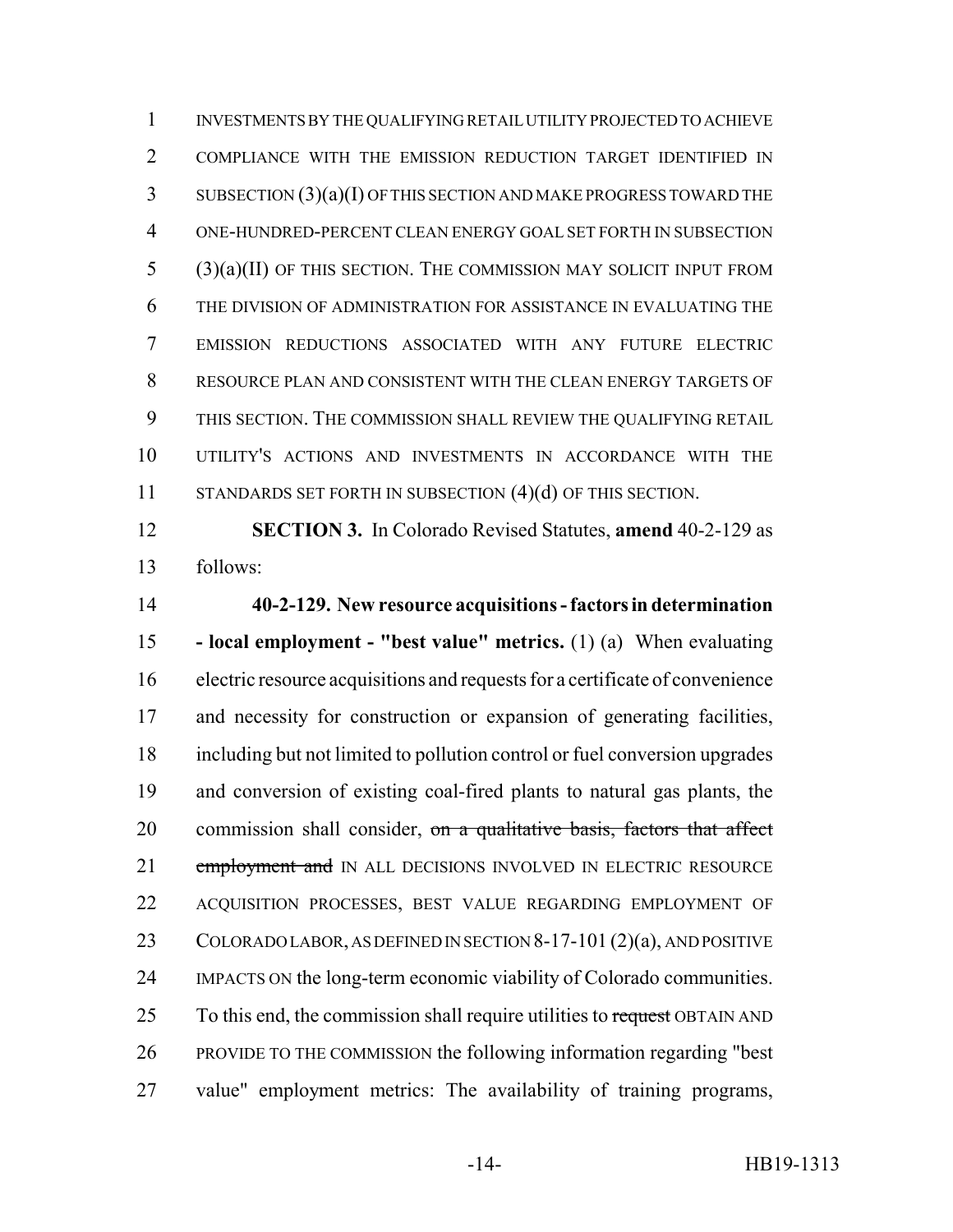INVESTMENTS BY THE QUALIFYING RETAIL UTILITY PROJECTED TO ACHIEVE COMPLIANCE WITH THE EMISSION REDUCTION TARGET IDENTIFIED IN SUBSECTION (3)(a)(I) OF THIS SECTION AND MAKE PROGRESS TOWARD THE ONE-HUNDRED-PERCENT CLEAN ENERGY GOAL SET FORTH IN SUBSECTION (3)(a)(II) OF THIS SECTION. THE COMMISSION MAY SOLICIT INPUT FROM THE DIVISION OF ADMINISTRATION FOR ASSISTANCE IN EVALUATING THE EMISSION REDUCTIONS ASSOCIATED WITH ANY FUTURE ELECTRIC RESOURCE PLAN AND CONSISTENT WITH THE CLEAN ENERGY TARGETS OF THIS SECTION. THE COMMISSION SHALL REVIEW THE QUALIFYING RETAIL UTILITY'S ACTIONS AND INVESTMENTS IN ACCORDANCE WITH THE STANDARDS SET FORTH IN SUBSECTION (4)(d) OF THIS SECTION.

**SECTION 3.** In Colorado Revised Statutes, **amend** 40-2-129 as follows:

**40-2-129. New resource acquisitions - factors in determination - local employment - "best value" metrics.** (1) (a) When evaluating electric resource acquisitions and requests for a certificate of convenience and necessity for construction or expansion of generating facilities, including but not limited to pollution control or fuel conversion upgrades and conversion of existing coal-fired plants to natural gas plants, the commission shall consider, ~~on a qualitative basis, factors that affect employment and~~ IN ALL DECISIONS INVOLVED IN ELECTRIC RESOURCE ACQUISITION PROCESSES, BEST VALUE REGARDING EMPLOYMENT OF COLORADO LABOR, AS DEFINED IN SECTION 8-17-101 (2)(a), AND POSITIVE IMPACTS ON the long-term economic viability of Colorado communities. To this end, the commission shall require utilities to ~~request~~ OBTAIN AND PROVIDE TO THE COMMISSION the following information regarding "best value" employment metrics: The availability of training programs,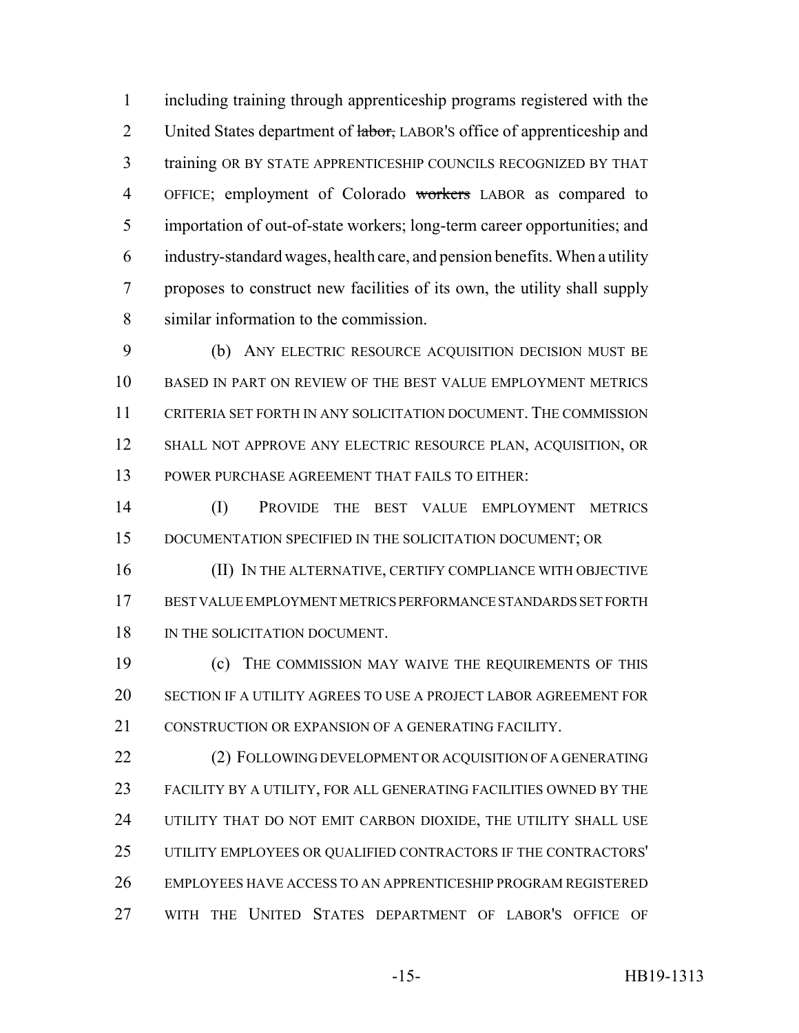including training through apprenticeship programs registered with the United States department of ~~labor,~~ LABOR'S office of apprenticeship and training OR BY STATE APPRENTICESHIP COUNCILS RECOGNIZED BY THAT OFFICE; employment of Colorado ~~workers~~ LABOR as compared to importation of out-of-state workers; long-term career opportunities; and industry-standard wages, health care, and pension benefits. When a utility proposes to construct new facilities of its own, the utility shall supply similar information to the commission.

(b) ANY ELECTRIC RESOURCE ACQUISITION DECISION MUST BE BASED IN PART ON REVIEW OF THE BEST VALUE EMPLOYMENT METRICS CRITERIA SET FORTH IN ANY SOLICITATION DOCUMENT. THE COMMISSION SHALL NOT APPROVE ANY ELECTRIC RESOURCE PLAN, ACQUISITION, OR POWER PURCHASE AGREEMENT THAT FAILS TO EITHER:

(I) PROVIDE THE BEST VALUE EMPLOYMENT METRICS DOCUMENTATION SPECIFIED IN THE SOLICITATION DOCUMENT; OR

(II) IN THE ALTERNATIVE, CERTIFY COMPLIANCE WITH OBJECTIVE BEST VALUE EMPLOYMENT METRICS PERFORMANCE STANDARDS SET FORTH IN THE SOLICITATION DOCUMENT.

(c) THE COMMISSION MAY WAIVE THE REQUIREMENTS OF THIS SECTION IF A UTILITY AGREES TO USE A PROJECT LABOR AGREEMENT FOR CONSTRUCTION OR EXPANSION OF A GENERATING FACILITY.

(2) FOLLOWING DEVELOPMENT OR ACQUISITION OF A GENERATING FACILITY BY A UTILITY, FOR ALL GENERATING FACILITIES OWNED BY THE UTILITY THAT DO NOT EMIT CARBON DIOXIDE, THE UTILITY SHALL USE UTILITY EMPLOYEES OR QUALIFIED CONTRACTORS IF THE CONTRACTORS' EMPLOYEES HAVE ACCESS TO AN APPRENTICESHIP PROGRAM REGISTERED WITH THE UNITED STATES DEPARTMENT OF LABOR'S OFFICE OF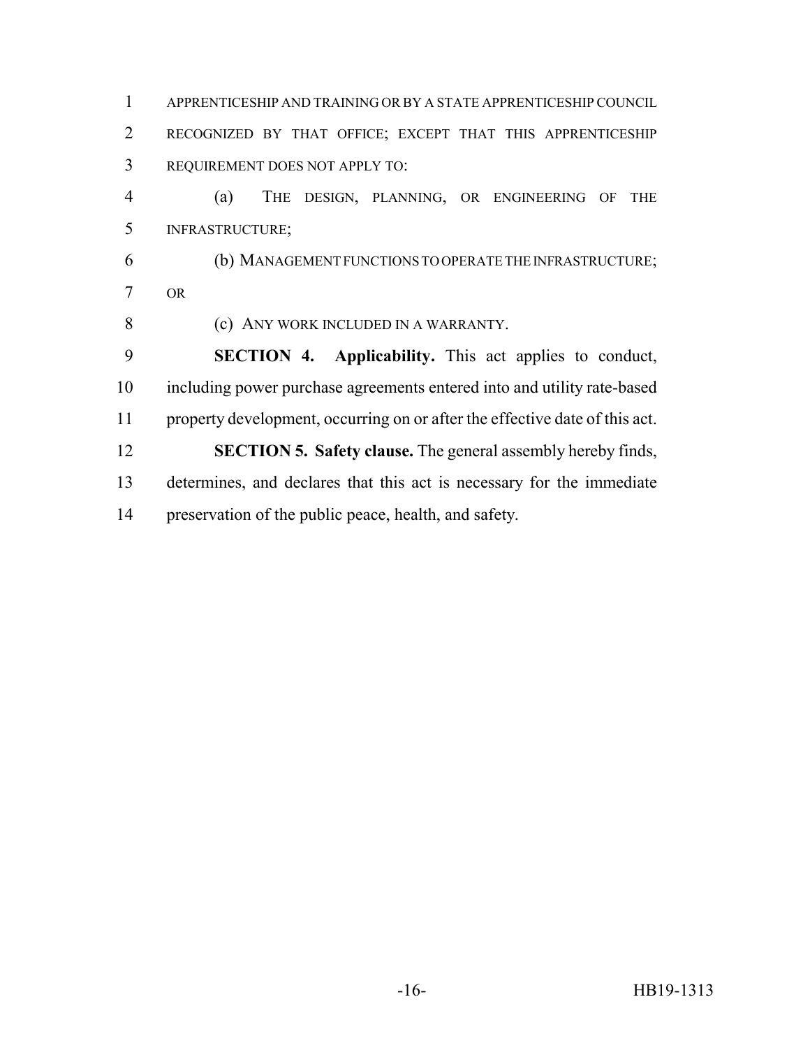APPRENTICESHIP AND TRAINING OR BY A STATE APPRENTICESHIP COUNCIL RECOGNIZED BY THAT OFFICE; EXCEPT THAT THIS APPRENTICESHIP REQUIREMENT DOES NOT APPLY TO:

(a) THE DESIGN, PLANNING, OR ENGINEERING OF THE INFRASTRUCTURE;

(b) MANAGEMENT FUNCTIONS TO OPERATE THE INFRASTRUCTURE; OR

(c) ANY WORK INCLUDED IN A WARRANTY.

**SECTION 4. Applicability.** This act applies to conduct, including power purchase agreements entered into and utility rate-based property development, occurring on or after the effective date of this act.

**SECTION 5. Safety clause.** The general assembly hereby finds, determines, and declares that this act is necessary for the immediate preservation of the public peace, health, and safety.